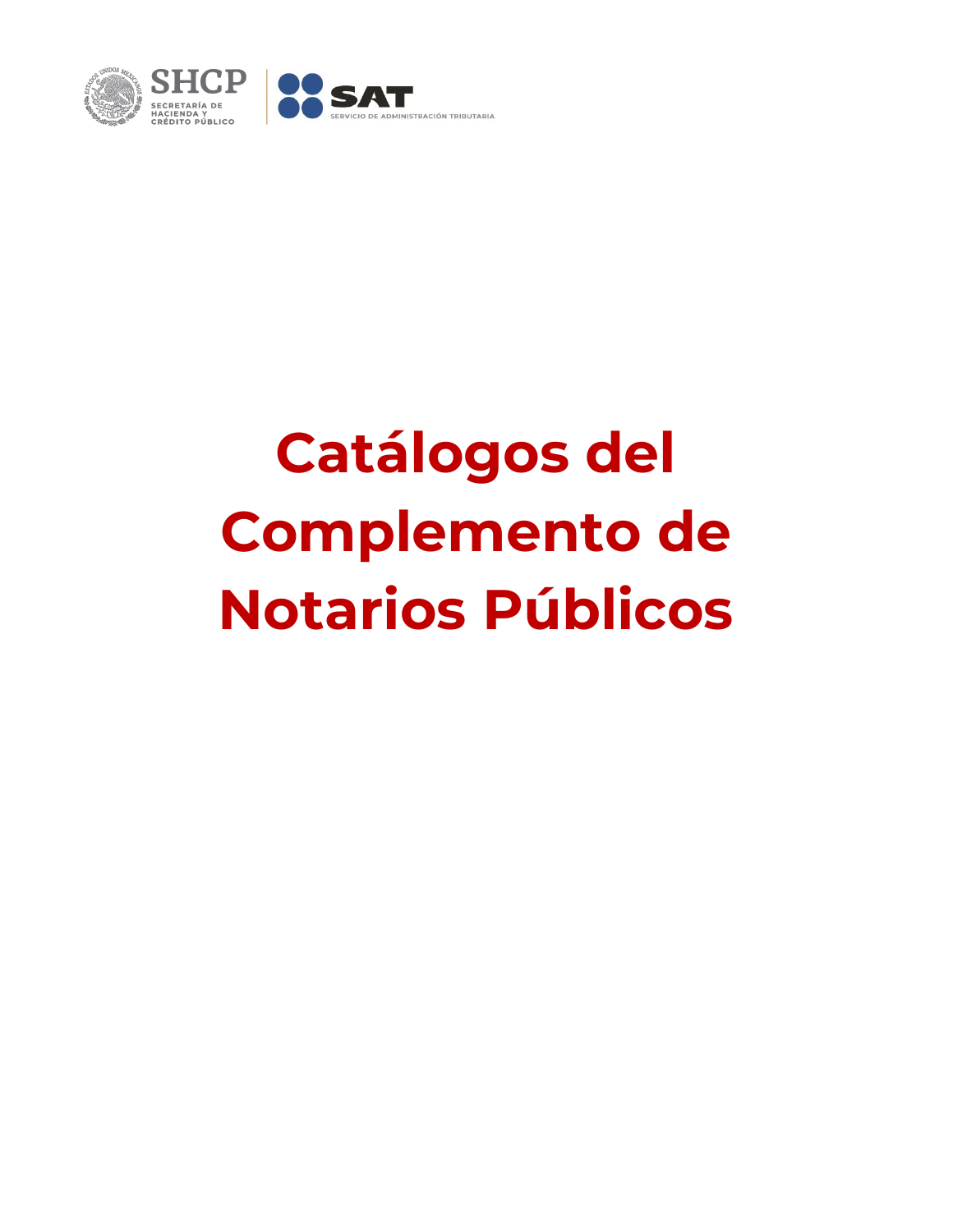# Catálogos del Complemento de Notarios Públicos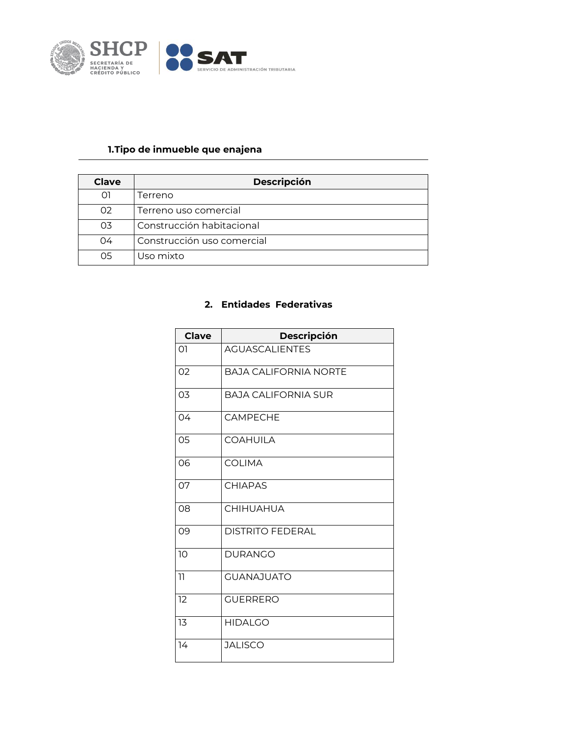## 1.Tipo de inmueble que enajena

| Clave | Descripción |
|---|---|
| 01 | Terreno |
| 02 | Terreno uso comercial |
| 03 | Construcción habitacional |
| 04 | Construcción uso comercial |
| 05 | Uso mixto |

## 2. Entidades Federativas

| Clave | Descripción |
|---|---|
| 01 | AGUASCALIENTES |
| 02 | BAJA CALIFORNIA NORTE |
| 03 | BAJA CALIFORNIA SUR |
| 04 | CAMPECHE |
| 05 | COAHUILA |
| 06 | COLIMA |
| 07 | CHIAPAS |
| 08 | CHIHUAHUA |
| 09 | DISTRITO FEDERAL |
| 10 | DURANGO |
| 11 | GUANAJUATO |
| 12 | GUERRERO |
| 13 | HIDALGO |
| 14 | JALISCO |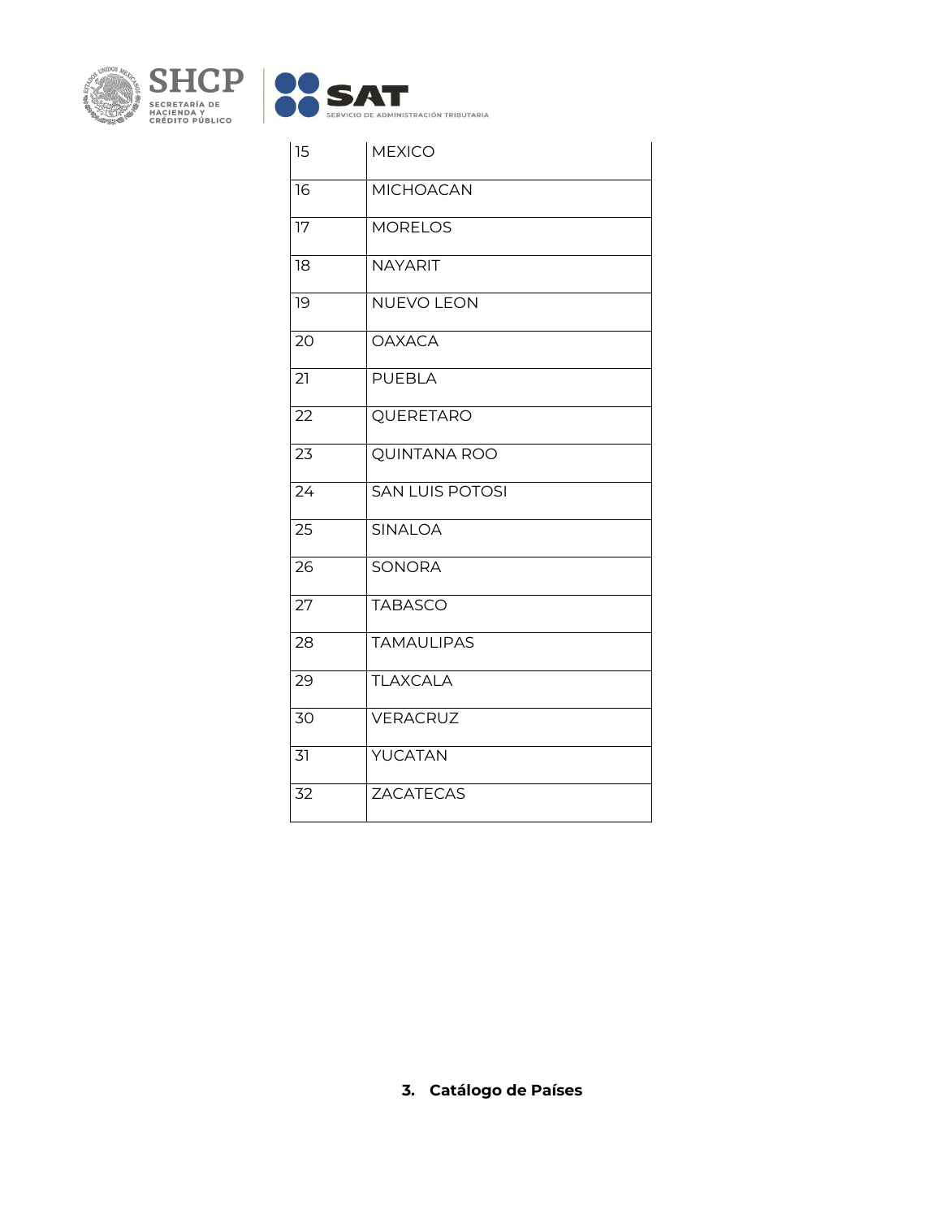| | |
|---|---|
| 15 | MEXICO |
| 16 | MICHOACAN |
| 17 | MORELOS |
| 18 | NAYARIT |
| 19 | NUEVO LEON |
| 20 | OAXACA |
| 21 | PUEBLA |
| 22 | QUERETARO |
| 23 | QUINTANA ROO |
| 24 | SAN LUIS POTOSI |
| 25 | SINALOA |
| 26 | SONORA |
| 27 | TABASCO |
| 28 | TAMAULIPAS |
| 29 | TLAXCALA |
| 30 | VERACRUZ |
| 31 | YUCATAN |
| 32 | ZACATECAS |

### 3. Catálogo de Países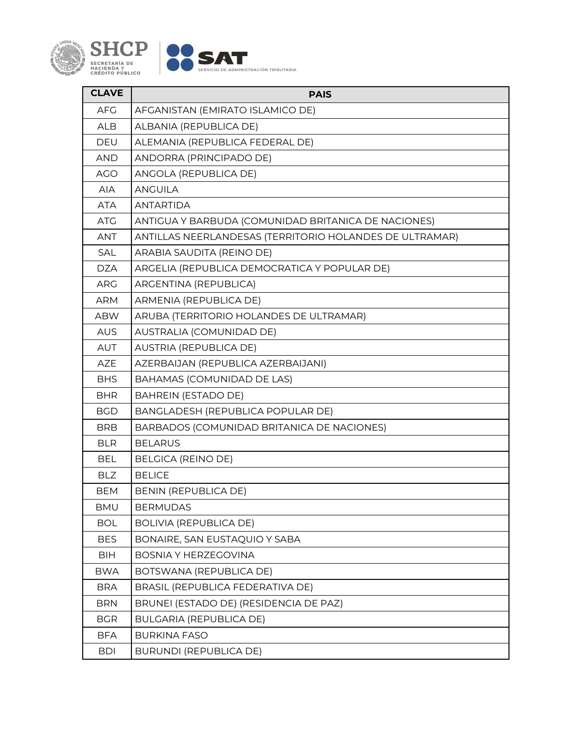| CLAVE | PAIS |
| --- | --- |
| AFG | AFGANISTAN (EMIRATO ISLAMICO DE) |
| ALB | ALBANIA (REPUBLICA DE) |
| DEU | ALEMANIA (REPUBLICA FEDERAL DE) |
| AND | ANDORRA (PRINCIPADO DE) |
| AGO | ANGOLA (REPUBLICA DE) |
| AIA | ANGUILA |
| ATA | ANTARTIDA |
| ATG | ANTIGUA Y BARBUDA (COMUNIDAD BRITANICA DE NACIONES) |
| ANT | ANTILLAS NEERLANDESAS (TERRITORIO HOLANDES DE ULTRAMAR) |
| SAL | ARABIA SAUDITA (REINO DE) |
| DZA | ARGELIA (REPUBLICA DEMOCRATICA Y POPULAR DE) |
| ARG | ARGENTINA (REPUBLICA) |
| ARM | ARMENIA (REPUBLICA DE) |
| ABW | ARUBA (TERRITORIO HOLANDES DE ULTRAMAR) |
| AUS | AUSTRALIA (COMUNIDAD DE) |
| AUT | AUSTRIA (REPUBLICA DE) |
| AZE | AZERBAIJAN (REPUBLICA AZERBAIJANI) |
| BHS | BAHAMAS (COMUNIDAD DE LAS) |
| BHR | BAHREIN (ESTADO DE) |
| BGD | BANGLADESH (REPUBLICA POPULAR DE) |
| BRB | BARBADOS (COMUNIDAD BRITANICA DE NACIONES) |
| BLR | BELARUS |
| BEL | BELGICA (REINO DE) |
| BLZ | BELICE |
| BEM | BENIN (REPUBLICA DE) |
| BMU | BERMUDAS |
| BOL | BOLIVIA (REPUBLICA DE) |
| BES | BONAIRE, SAN EUSTAQUIO Y SABA |
| BIH | BOSNIA Y HERZEGOVINA |
| BWA | BOTSWANA (REPUBLICA DE) |
| BRA | BRASIL (REPUBLICA FEDERATIVA DE) |
| BRN | BRUNEI (ESTADO DE) (RESIDENCIA DE PAZ) |
| BGR | BULGARIA (REPUBLICA DE) |
| BFA | BURKINA FASO |
| BDI | BURUNDI (REPUBLICA DE) |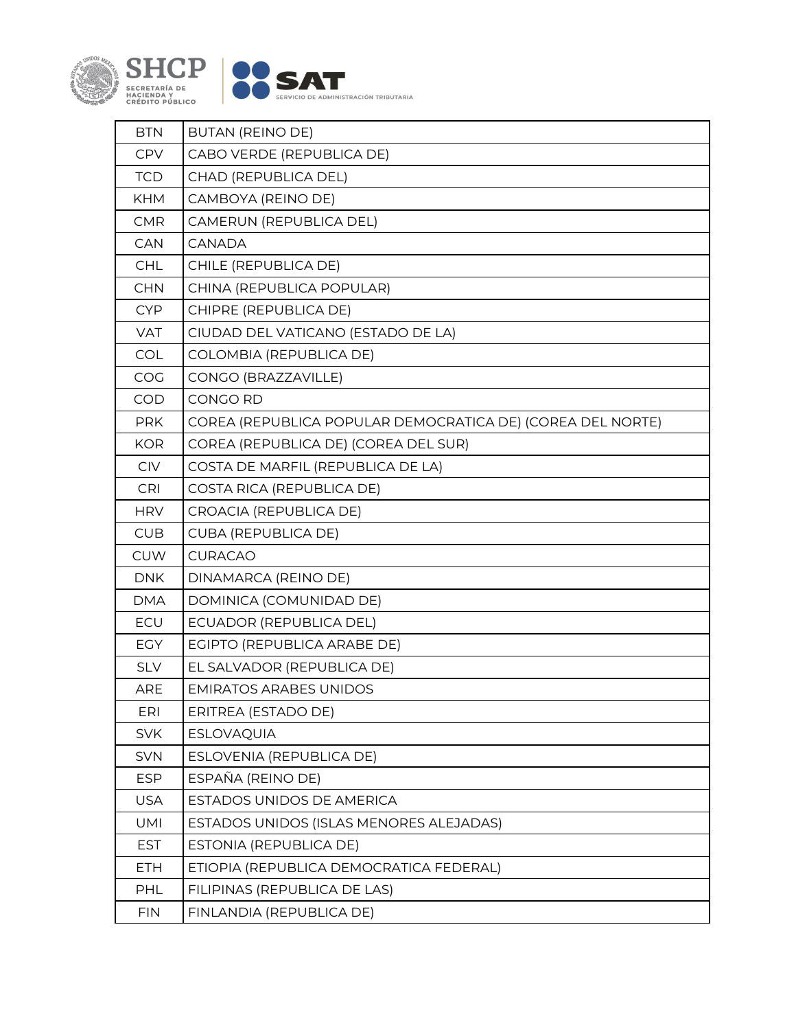| BTN | BUTAN (REINO DE) |
|---|---|
| CPV | CABO VERDE (REPUBLICA DE) |
| TCD | CHAD (REPUBLICA DEL) |
| KHM | CAMBOYA (REINO DE) |
| CMR | CAMERUN (REPUBLICA DEL) |
| CAN | CANADA |
| CHL | CHILE (REPUBLICA DE) |
| CHN | CHINA (REPUBLICA POPULAR) |
| CYP | CHIPRE (REPUBLICA DE) |
| VAT | CIUDAD DEL VATICANO (ESTADO DE LA) |
| COL | COLOMBIA (REPUBLICA DE) |
| COG | CONGO (BRAZZAVILLE) |
| COD | CONGO RD |
| PRK | COREA (REPUBLICA POPULAR DEMOCRATICA DE) (COREA DEL NORTE) |
| KOR | COREA (REPUBLICA DE) (COREA DEL SUR) |
| CIV | COSTA DE MARFIL (REPUBLICA DE LA) |
| CRI | COSTA RICA (REPUBLICA DE) |
| HRV | CROACIA (REPUBLICA DE) |
| CUB | CUBA (REPUBLICA DE) |
| CUW | CURACAO |
| DNK | DINAMARCA (REINO DE) |
| DMA | DOMINICA (COMUNIDAD DE) |
| ECU | ECUADOR (REPUBLICA DEL) |
| EGY | EGIPTO (REPUBLICA ARABE DE) |
| SLV | EL SALVADOR (REPUBLICA DE) |
| ARE | EMIRATOS ARABES UNIDOS |
| ERI | ERITREA (ESTADO DE) |
| SVK | ESLOVAQUIA |
| SVN | ESLOVENIA (REPUBLICA DE) |
| ESP | ESPAÑA (REINO DE) |
| USA | ESTADOS UNIDOS DE AMERICA |
| UMI | ESTADOS UNIDOS (ISLAS MENORES ALEJADAS) |
| EST | ESTONIA (REPUBLICA DE) |
| ETH | ETIOPIA (REPUBLICA DEMOCRATICA FEDERAL) |
| PHL | FILIPINAS (REPUBLICA DE LAS) |
| FIN | FINLANDIA (REPUBLICA DE) |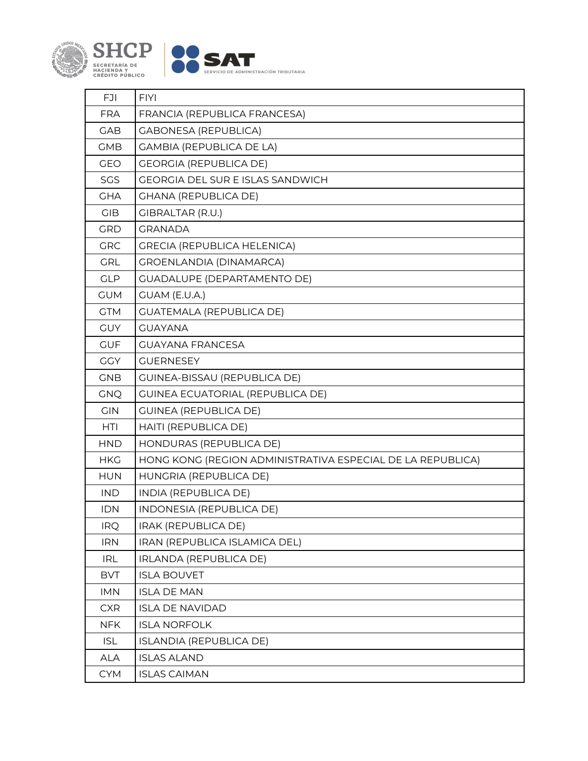| | |
|---|---|
| FJI | FIYI |
| FRA | FRANCIA (REPUBLICA FRANCESA) |
| GAB | GABONESA (REPUBLICA) |
| GMB | GAMBIA (REPUBLICA DE LA) |
| GEO | GEORGIA (REPUBLICA DE) |
| SGS | GEORGIA DEL SUR E ISLAS SANDWICH |
| GHA | GHANA (REPUBLICA DE) |
| GIB | GIBRALTAR (R.U.) |
| GRD | GRANADA |
| GRC | GRECIA (REPUBLICA HELENICA) |
| GRL | GROENLANDIA (DINAMARCA) |
| GLP | GUADALUPE (DEPARTAMENTO DE) |
| GUM | GUAM (E.U.A.) |
| GTM | GUATEMALA (REPUBLICA DE) |
| GUY | GUAYANA |
| GUF | GUAYANA FRANCESA |
| GGY | GUERNESEY |
| GNB | GUINEA-BISSAU (REPUBLICA DE) |
| GNQ | GUINEA ECUATORIAL (REPUBLICA DE) |
| GIN | GUINEA (REPUBLICA DE) |
| HTI | HAITI (REPUBLICA DE) |
| HND | HONDURAS (REPUBLICA DE) |
| HKG | HONG KONG (REGION ADMINISTRATIVA ESPECIAL DE LA REPUBLICA) |
| HUN | HUNGRIA (REPUBLICA DE) |
| IND | INDIA (REPUBLICA DE) |
| IDN | INDONESIA (REPUBLICA DE) |
| IRQ | IRAK (REPUBLICA DE) |
| IRN | IRAN (REPUBLICA ISLAMICA DEL) |
| IRL | IRLANDA (REPUBLICA DE) |
| BVT | ISLA BOUVET |
| IMN | ISLA DE MAN |
| CXR | ISLA DE NAVIDAD |
| NFK | ISLA NORFOLK |
| ISL | ISLANDIA (REPUBLICA DE) |
| ALA | ISLAS ALAND |
| CYM | ISLAS CAIMAN |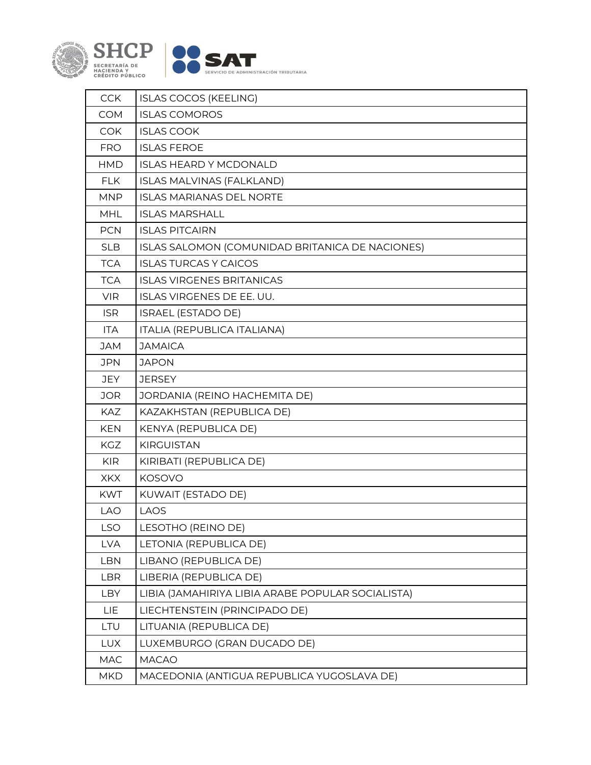| CCK | ISLAS COCOS (KEELING) |
|---|---|
| COM | ISLAS COMOROS |
| COK | ISLAS COOK |
| FRO | ISLAS FEROE |
| HMD | ISLAS HEARD Y MCDONALD |
| FLK | ISLAS MALVINAS (FALKLAND) |
| MNP | ISLAS MARIANAS DEL NORTE |
| MHL | ISLAS MARSHALL |
| PCN | ISLAS PITCAIRN |
| SLB | ISLAS SALOMON (COMUNIDAD BRITANICA DE NACIONES) |
| TCA | ISLAS TURCAS Y CAICOS |
| TCA | ISLAS VIRGENES BRITANICAS |
| VIR | ISLAS VIRGENES DE EE. UU. |
| ISR | ISRAEL (ESTADO DE) |
| ITA | ITALIA (REPUBLICA ITALIANA) |
| JAM | JAMAICA |
| JPN | JAPON |
| JEY | JERSEY |
| JOR | JORDANIA (REINO HACHEMITA DE) |
| KAZ | KAZAKHSTAN (REPUBLICA DE) |
| KEN | KENYA (REPUBLICA DE) |
| KGZ | KIRGUISTAN |
| KIR | KIRIBATI (REPUBLICA DE) |
| XKX | KOSOVO |
| KWT | KUWAIT (ESTADO DE) |
| LAO | LAOS |
| LSO | LESOTHO (REINO DE) |
| LVA | LETONIA (REPUBLICA DE) |
| LBN | LIBANO (REPUBLICA DE) |
| LBR | LIBERIA (REPUBLICA DE) |
| LBY | LIBIA (JAMAHIRIYA LIBIA ARABE POPULAR SOCIALISTA) |
| LIE | LIECHTENSTEIN (PRINCIPADO DE) |
| LTU | LITUANIA (REPUBLICA DE) |
| LUX | LUXEMBURGO (GRAN DUCADO DE) |
| MAC | MACAO |
| MKD | MACEDONIA (ANTIGUA REPUBLICA YUGOSLAVA DE) |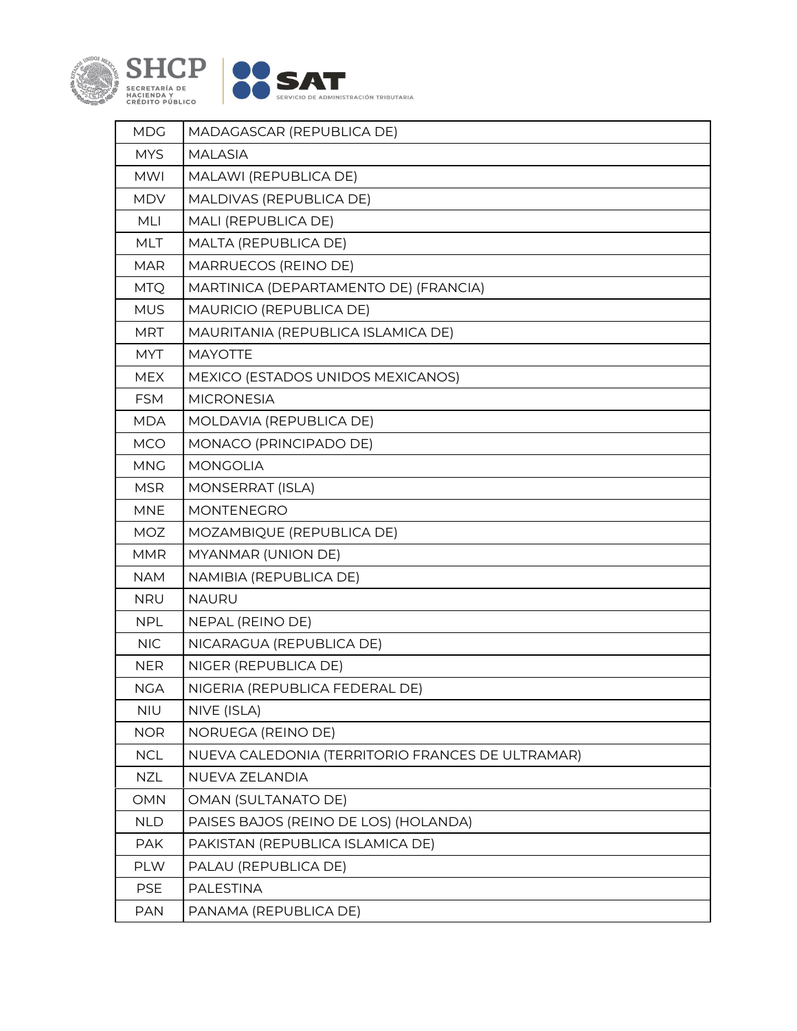| MDG | MADAGASCAR (REPUBLICA DE) |
|---|---|
| MYS | MALASIA |
| MWI | MALAWI (REPUBLICA DE) |
| MDV | MALDIVAS (REPUBLICA DE) |
| MLI | MALI (REPUBLICA DE) |
| MLT | MALTA (REPUBLICA DE) |
| MAR | MARRUECOS (REINO DE) |
| MTQ | MARTINICA (DEPARTAMENTO DE) (FRANCIA) |
| MUS | MAURICIO (REPUBLICA DE) |
| MRT | MAURITANIA (REPUBLICA ISLAMICA DE) |
| MYT | MAYOTTE |
| MEX | MEXICO (ESTADOS UNIDOS MEXICANOS) |
| FSM | MICRONESIA |
| MDA | MOLDAVIA (REPUBLICA DE) |
| MCO | MONACO (PRINCIPADO DE) |
| MNG | MONGOLIA |
| MSR | MONSERRAT (ISLA) |
| MNE | MONTENEGRO |
| MOZ | MOZAMBIQUE (REPUBLICA DE) |
| MMR | MYANMAR (UNION DE) |
| NAM | NAMIBIA (REPUBLICA DE) |
| NRU | NAURU |
| NPL | NEPAL (REINO DE) |
| NIC | NICARAGUA (REPUBLICA DE) |
| NER | NIGER (REPUBLICA DE) |
| NGA | NIGERIA (REPUBLICA FEDERAL DE) |
| NIU | NIVE (ISLA) |
| NOR | NORUEGA (REINO DE) |
| NCL | NUEVA CALEDONIA (TERRITORIO FRANCES DE ULTRAMAR) |
| NZL | NUEVA ZELANDIA |
| OMN | OMAN (SULTANATO DE) |
| NLD | PAISES BAJOS (REINO DE LOS) (HOLANDA) |
| PAK | PAKISTAN (REPUBLICA ISLAMICA DE) |
| PLW | PALAU (REPUBLICA DE) |
| PSE | PALESTINA |
| PAN | PANAMA (REPUBLICA DE) |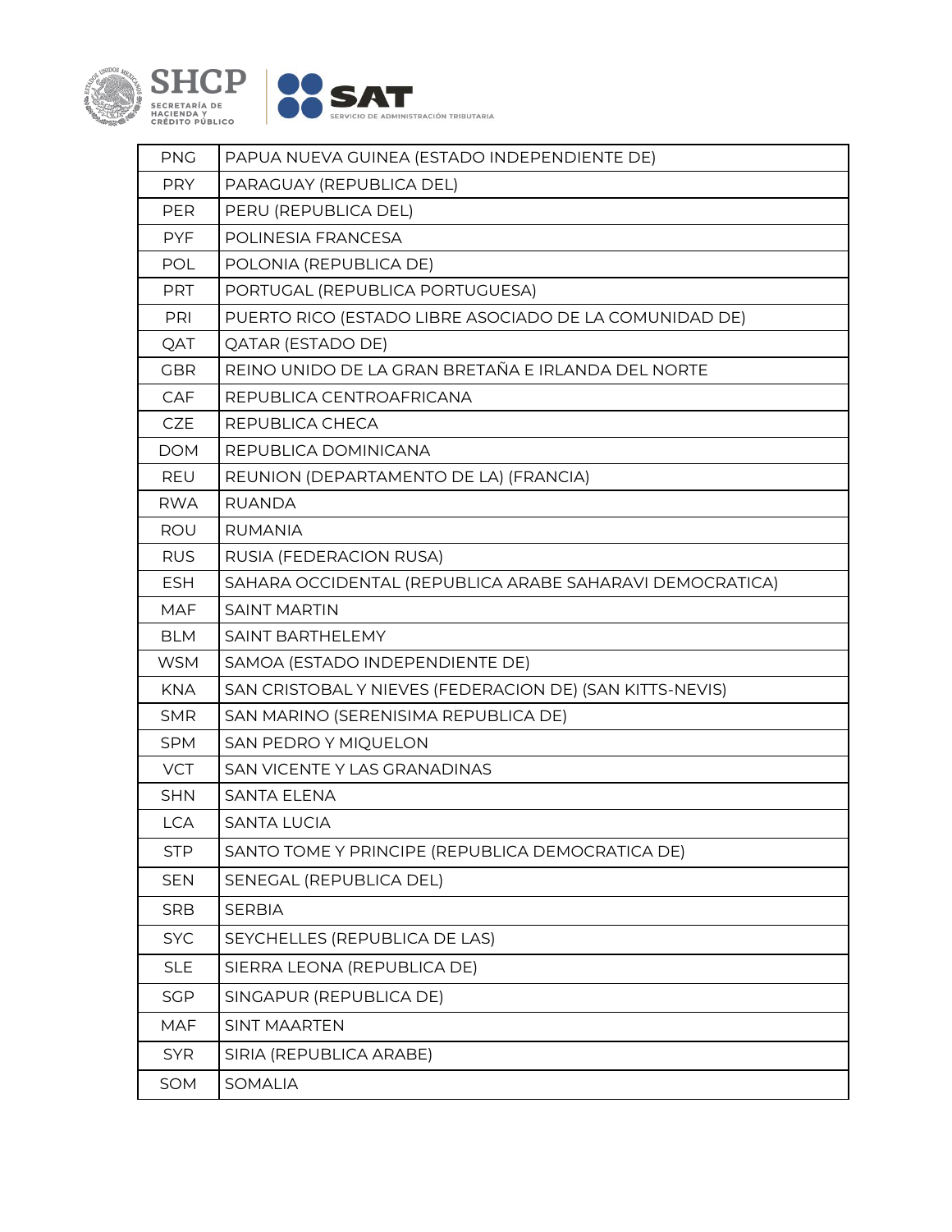| PNG | PAPUA NUEVA GUINEA (ESTADO INDEPENDIENTE DE) |
|---|---|
| PRY | PARAGUAY (REPUBLICA DEL) |
| PER | PERU (REPUBLICA DEL) |
| PYF | POLINESIA FRANCESA |
| POL | POLONIA (REPUBLICA DE) |
| PRT | PORTUGAL (REPUBLICA PORTUGUESA) |
| PRI | PUERTO RICO (ESTADO LIBRE ASOCIADO DE LA COMUNIDAD DE) |
| QAT | QATAR (ESTADO DE) |
| GBR | REINO UNIDO DE LA GRAN BRETAÑA E IRLANDA DEL NORTE |
| CAF | REPUBLICA CENTROAFRICANA |
| CZE | REPUBLICA CHECA |
| DOM | REPUBLICA DOMINICANA |
| REU | REUNION (DEPARTAMENTO DE LA) (FRANCIA) |
| RWA | RUANDA |
| ROU | RUMANIA |
| RUS | RUSIA (FEDERACION RUSA) |
| ESH | SAHARA OCCIDENTAL (REPUBLICA ARABE SAHARAVI DEMOCRATICA) |
| MAF | SAINT MARTIN |
| BLM | SAINT BARTHELEMY |
| WSM | SAMOA (ESTADO INDEPENDIENTE DE) |
| KNA | SAN CRISTOBAL Y NIEVES (FEDERACION DE) (SAN KITTS-NEVIS) |
| SMR | SAN MARINO (SERENISIMA REPUBLICA DE) |
| SPM | SAN PEDRO Y MIQUELON |
| VCT | SAN VICENTE Y LAS GRANADINAS |
| SHN | SANTA ELENA |
| LCA | SANTA LUCIA |
| STP | SANTO TOME Y PRINCIPE (REPUBLICA DEMOCRATICA DE) |
| SEN | SENEGAL (REPUBLICA DEL) |
| SRB | SERBIA |
| SYC | SEYCHELLES (REPUBLICA DE LAS) |
| SLE | SIERRA LEONA (REPUBLICA DE) |
| SGP | SINGAPUR (REPUBLICA DE) |
| MAF | SINT MAARTEN |
| SYR | SIRIA (REPUBLICA ARABE) |
| SOM | SOMALIA |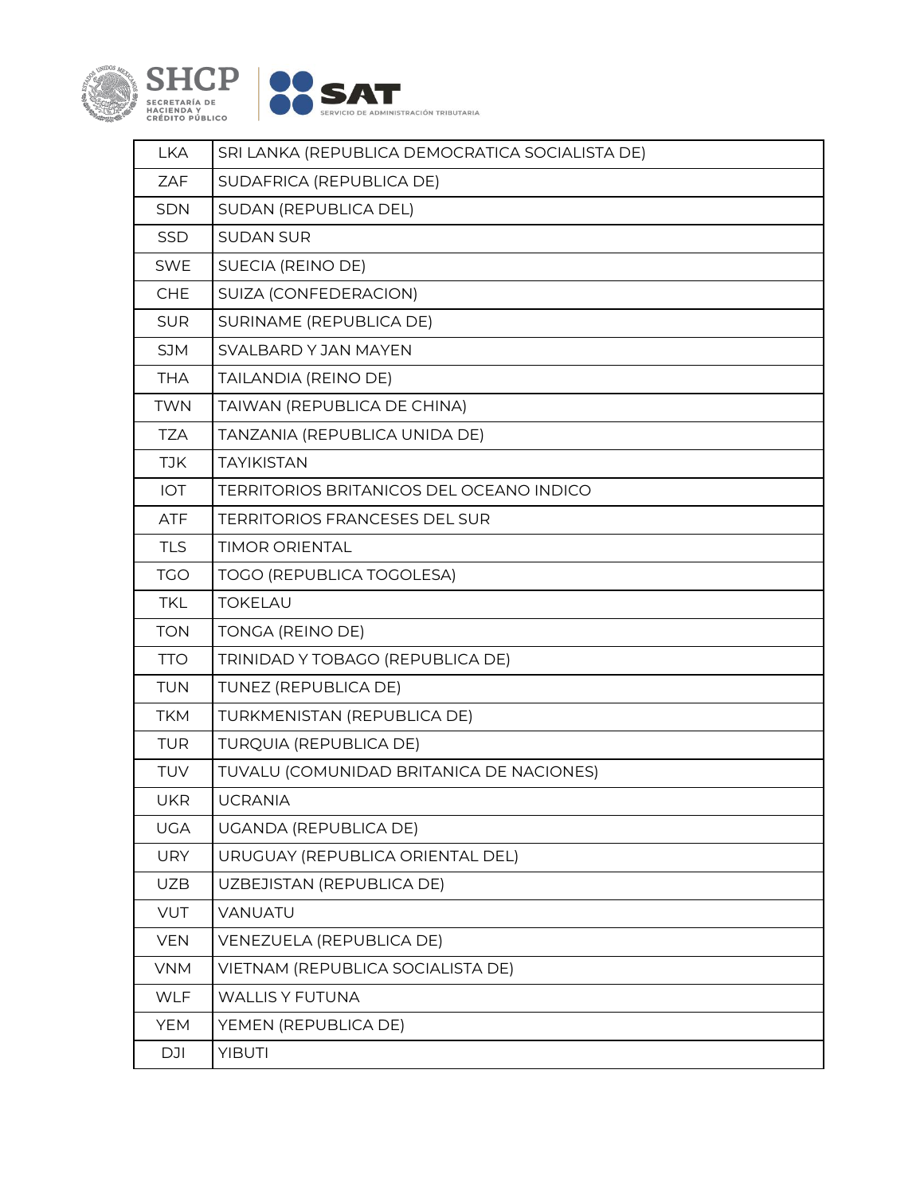| LKA | SRI LANKA (REPUBLICA DEMOCRATICA SOCIALISTA DE) |
|---|---|
| ZAF | SUDAFRICA (REPUBLICA DE) |
| SDN | SUDAN (REPUBLICA DEL) |
| SSD | SUDAN SUR |
| SWE | SUECIA (REINO DE) |
| CHE | SUIZA (CONFEDERACION) |
| SUR | SURINAME (REPUBLICA DE) |
| SJM | SVALBARD Y JAN MAYEN |
| THA | TAILANDIA (REINO DE) |
| TWN | TAIWAN (REPUBLICA DE CHINA) |
| TZA | TANZANIA (REPUBLICA UNIDA DE) |
| TJK | TAYIKISTAN |
| IOT | TERRITORIOS BRITANICOS DEL OCEANO INDICO |
| ATF | TERRITORIOS FRANCESES DEL SUR |
| TLS | TIMOR ORIENTAL |
| TGO | TOGO (REPUBLICA TOGOLESA) |
| TKL | TOKELAU |
| TON | TONGA (REINO DE) |
| TTO | TRINIDAD Y TOBAGO (REPUBLICA DE) |
| TUN | TUNEZ (REPUBLICA DE) |
| TKM | TURKMENISTAN (REPUBLICA DE) |
| TUR | TURQUIA (REPUBLICA DE) |
| TUV | TUVALU (COMUNIDAD BRITANICA DE NACIONES) |
| UKR | UCRANIA |
| UGA | UGANDA (REPUBLICA DE) |
| URY | URUGUAY (REPUBLICA ORIENTAL DEL) |
| UZB | UZBEJISTAN (REPUBLICA DE) |
| VUT | VANUATU |
| VEN | VENEZUELA (REPUBLICA DE) |
| VNM | VIETNAM (REPUBLICA SOCIALISTA DE) |
| WLF | WALLIS Y FUTUNA |
| YEM | YEMEN (REPUBLICA DE) |
| DJI | YIBUTI |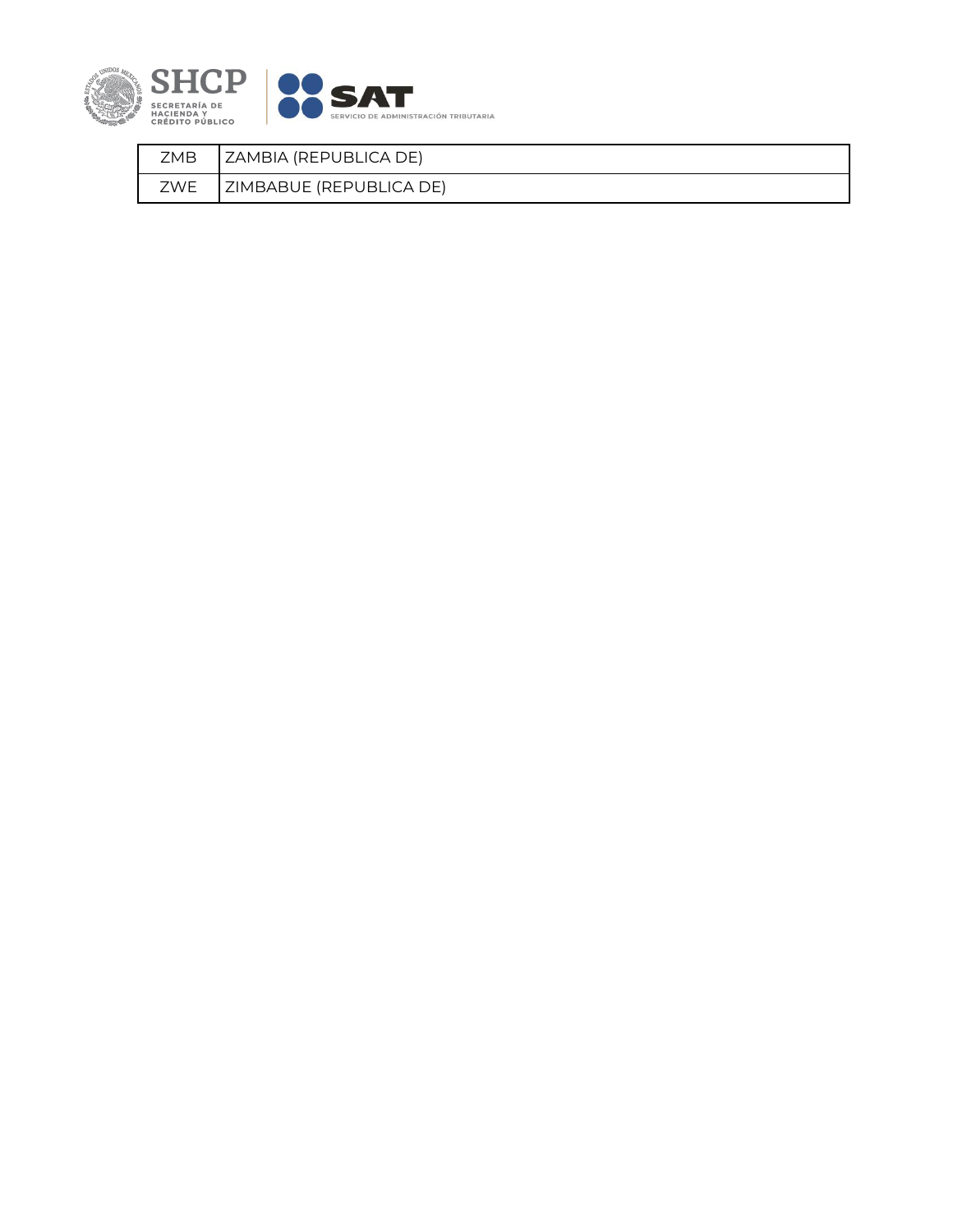| | |
|---|---|
| ZMB | ZAMBIA (REPUBLICA DE) |
| ZWE | ZIMBABUE (REPUBLICA DE) |